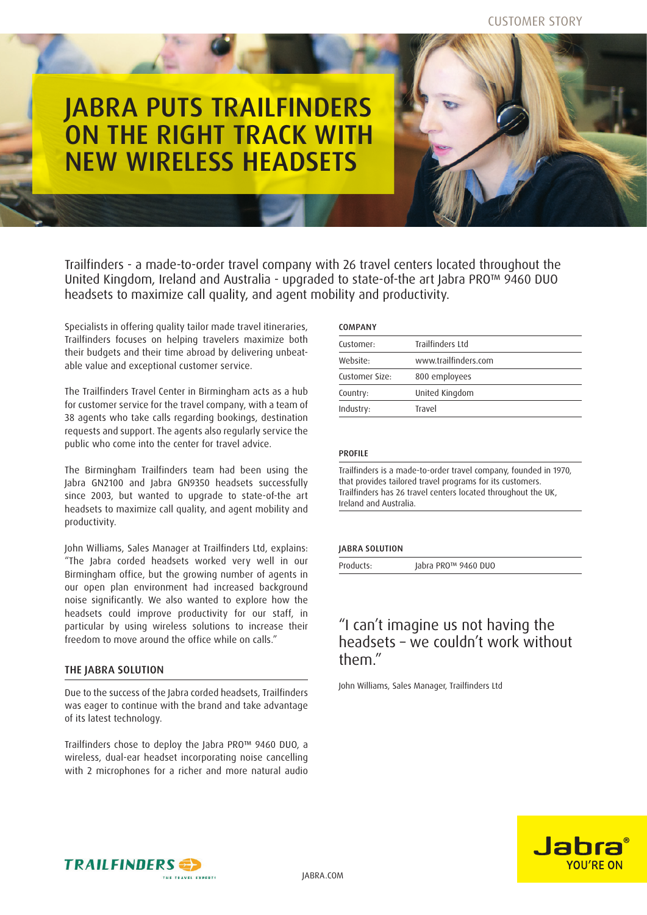CUSTOMER STORY

# JABRA PUTS TRAILFINDERS ON THE RIGHT TRACK WITH NEW WIRELESS HEADSETS

Trailfinders - a made-to-order travel company with 26 travel centers located throughout the United Kingdom, Ireland and Australia - upgraded to state-of-the art Jabra PRO™ 9460 DUO headsets to maximize call quality, and agent mobility and productivity.

Specialists in offering quality tailor made travel itineraries, Trailfinders focuses on helping travelers maximize both their budgets and their time abroad by delivering unbeatable value and exceptional customer service.

The Trailfinders Travel Center in Birmingham acts as a hub for customer service for the travel company, with a team of 38 agents who take calls regarding bookings, destination requests and support. The agents also regularly service the public who come into the center for travel advice.

The Birmingham Trailfinders team had been using the Jabra GN2100 and Jabra GN9350 headsets successfully since 2003, but wanted to upgrade to state-of-the art headsets to maximize call quality, and agent mobility and productivity.

John Williams, Sales Manager at Trailfinders Ltd, explains: "The Jabra corded headsets worked very well in our Birmingham office, but the growing number of agents in our open plan environment had increased background noise significantly. We also wanted to explore how the headsets could improve productivity for our staff, in particular by using wireless solutions to increase their freedom to move around the office while on calls."

## THE JABRA SOLUTION

Due to the success of the Jabra corded headsets, Trailfinders was eager to continue with the brand and take advantage of its latest technology.

Trailfinders chose to deploy the Jabra PRO™ 9460 DUO, a wireless, dual-ear headset incorporating noise cancelling with 2 microphones for a richer and more natural audio

### COMPANY

| | |
|---|---|
| Customer: | Trailfinders Ltd |
| Website: | www.trailfinders.com |
| Customer Size: | 800 employees |
| Country: | United Kingdom |
| Industry: | Travel |

### PROFILE

Trailfinders is a made-to-order travel company, founded in 1970, that provides tailored travel programs for its customers. Trailfinders has 26 travel centers located throughout the UK, Ireland and Australia.

### JABRA SOLUTION

| | |
|---|---|
| Products: | Jabra PRO™ 9460 DUO |

"I can't imagine us not having the headsets – we couldn't work without them."

John Williams, Sales Manager, Trailfinders Ltd

TRAILFINDERS THE TRAVEL EXPERTS

JABRA.COM

Jabra® YOU'RE ON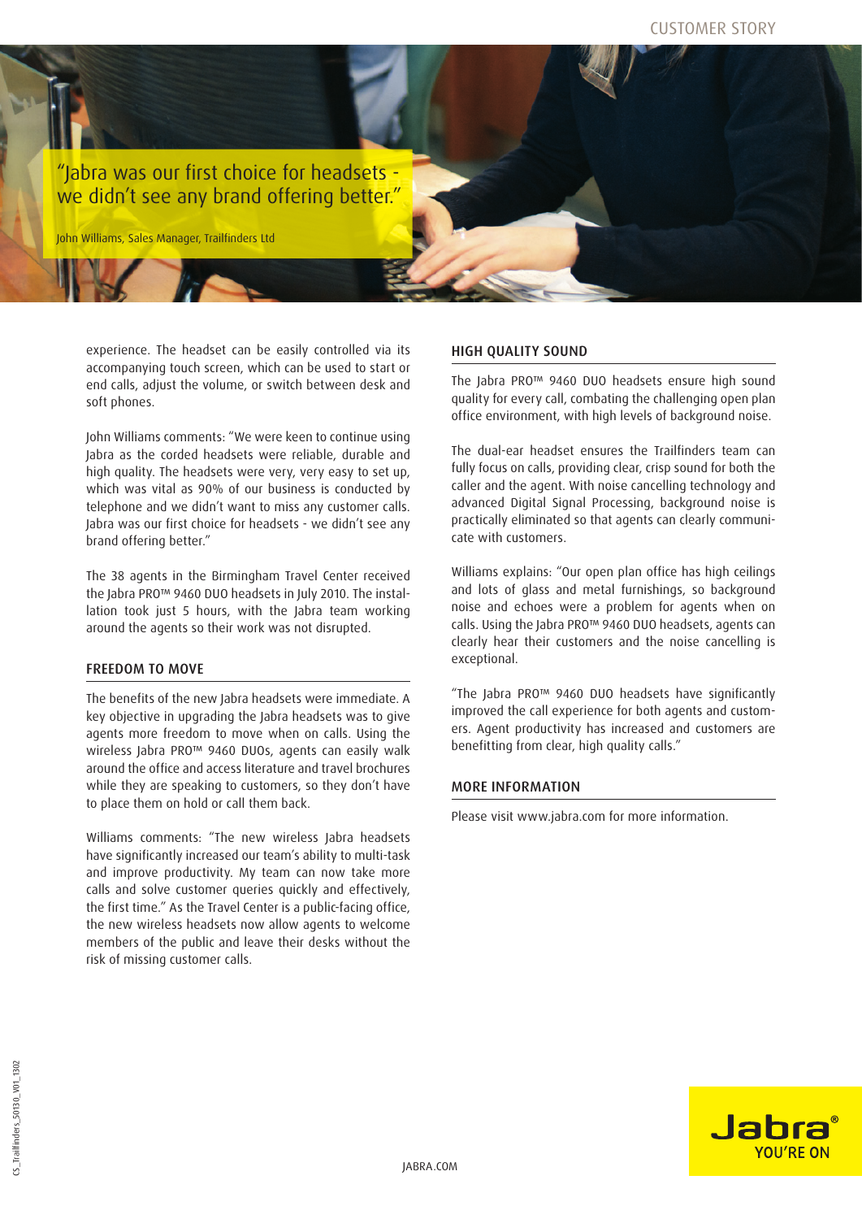> "Jabra was our first choice for headsets - we didn't see any brand offering better."
>
> John Williams, Sales Manager, Trailfinders Ltd

experience. The headset can be easily controlled via its accompanying touch screen, which can be used to start or end calls, adjust the volume, or switch between desk and soft phones.

John Williams comments: "We were keen to continue using Jabra as the corded headsets were reliable, durable and high quality. The headsets were very, very easy to set up, which was vital as 90% of our business is conducted by telephone and we didn't want to miss any customer calls. Jabra was our first choice for headsets - we didn't see any brand offering better."

The 38 agents in the Birmingham Travel Center received the Jabra PRO™ 9460 DUO headsets in July 2010. The installation took just 5 hours, with the Jabra team working around the agents so their work was not disrupted.

## FREEDOM TO MOVE

The benefits of the new Jabra headsets were immediate. A key objective in upgrading the Jabra headsets was to give agents more freedom to move when on calls. Using the wireless Jabra PRO™ 9460 DUOs, agents can easily walk around the office and access literature and travel brochures while they are speaking to customers, so they don't have to place them on hold or call them back.

Williams comments: "The new wireless Jabra headsets have significantly increased our team's ability to multi-task and improve productivity. My team can now take more calls and solve customer queries quickly and effectively, the first time." As the Travel Center is a public-facing office, the new wireless headsets now allow agents to welcome members of the public and leave their desks without the risk of missing customer calls.

## HIGH QUALITY SOUND

The Jabra PRO™ 9460 DUO headsets ensure high sound quality for every call, combating the challenging open plan office environment, with high levels of background noise.

The dual-ear headset ensures the Trailfinders team can fully focus on calls, providing clear, crisp sound for both the caller and the agent. With noise cancelling technology and advanced Digital Signal Processing, background noise is practically eliminated so that agents can clearly communicate with customers.

Williams explains: "Our open plan office has high ceilings and lots of glass and metal furnishings, so background noise and echoes were a problem for agents when on calls. Using the Jabra PRO™ 9460 DUO headsets, agents can clearly hear their customers and the noise cancelling is exceptional.

"The Jabra PRO™ 9460 DUO headsets have significantly improved the call experience for both agents and customers. Agent productivity has increased and customers are benefitting from clear, high quality calls."

## MORE INFORMATION

Please visit www.jabra.com for more information.

Jabra® YOU'RE ON

JABRA.COM

CS_Trailfinders_50130_V01_1302